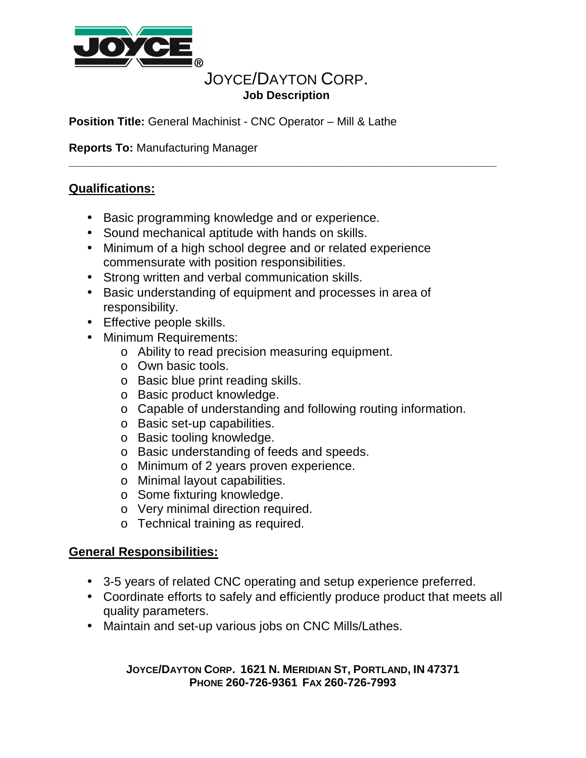# JOYCE/DAYTON CORP.

**Job Description**

**Position Title:** General Machinist - CNC Operator – Mill & Lathe

**Reports To:** Manufacturing Manager

---

## Qualifications:

- Basic programming knowledge and or experience.
- Sound mechanical aptitude with hands on skills.
- Minimum of a high school degree and or related experience commensurate with position responsibilities.
- Strong written and verbal communication skills.
- Basic understanding of equipment and processes in area of responsibility.
- Effective people skills.
- Minimum Requirements:
  - Ability to read precision measuring equipment.
  - Own basic tools.
  - Basic blue print reading skills.
  - Basic product knowledge.
  - Capable of understanding and following routing information.
  - Basic set-up capabilities.
  - Basic tooling knowledge.
  - Basic understanding of feeds and speeds.
  - Minimum of 2 years proven experience.
  - Minimal layout capabilities.
  - Some fixturing knowledge.
  - Very minimal direction required.
  - Technical training as required.

## General Responsibilities:

- 3-5 years of related CNC operating and setup experience preferred.
- Coordinate efforts to safely and efficiently produce product that meets all quality parameters.
- Maintain and set-up various jobs on CNC Mills/Lathes.

**JOYCE/DAYTON CORP. 1621 N. MERIDIAN ST, PORTLAND, IN 47371**
**PHONE 260-726-9361 FAX 260-726-7993**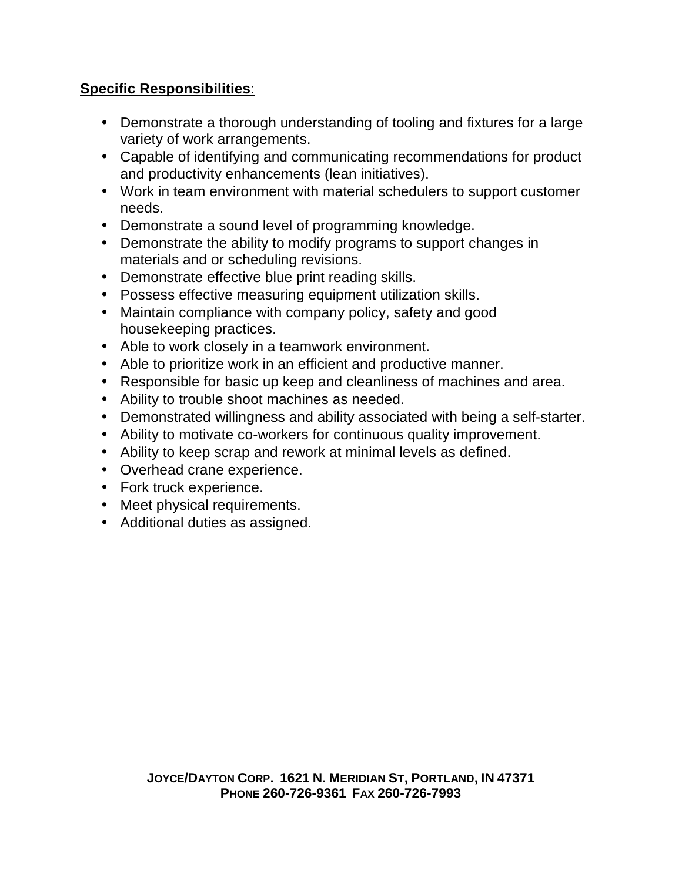**<u>Specific Responsibilities</u>**:

- Demonstrate a thorough understanding of tooling and fixtures for a large variety of work arrangements.
- Capable of identifying and communicating recommendations for product and productivity enhancements (lean initiatives).
- Work in team environment with material schedulers to support customer needs.
- Demonstrate a sound level of programming knowledge.
- Demonstrate the ability to modify programs to support changes in materials and or scheduling revisions.
- Demonstrate effective blue print reading skills.
- Possess effective measuring equipment utilization skills.
- Maintain compliance with company policy, safety and good housekeeping practices.
- Able to work closely in a teamwork environment.
- Able to prioritize work in an efficient and productive manner.
- Responsible for basic up keep and cleanliness of machines and area.
- Ability to trouble shoot machines as needed.
- Demonstrated willingness and ability associated with being a self-starter.
- Ability to motivate co-workers for continuous quality improvement.
- Ability to keep scrap and rework at minimal levels as defined.
- Overhead crane experience.
- Fork truck experience.
- Meet physical requirements.
- Additional duties as assigned.

**JOYCE/DAYTON CORP. 1621 N. MERIDIAN ST, PORTLAND, IN 47371**
**PHONE 260-726-9361 FAX 260-726-7993**